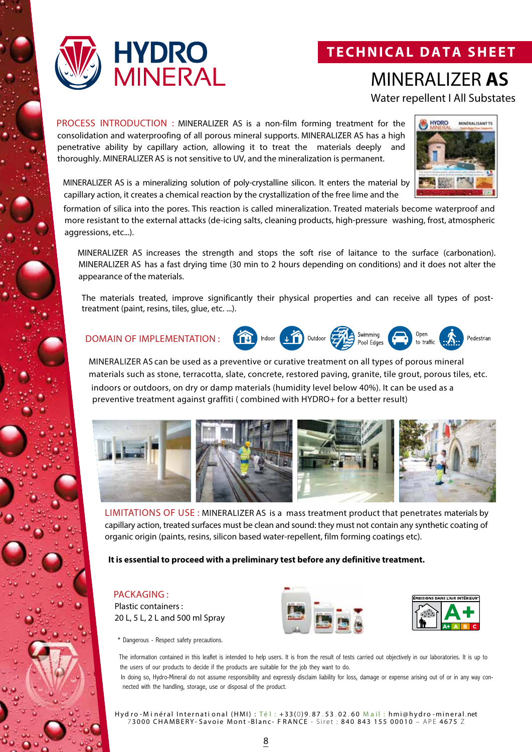# HYDRO MINERAL

## TECHNICAL DATA SHEET

# MINERALIZER **AS**

Water repellent I All Substates

PROCESS INTRODUCTION : MINERALIZER AS is a non-film forming treatment for the consolidation and waterproofing of all porous mineral supports. MINERALIZER AS has a high penetrative ability by capillary action, allowing it to treat the materials deeply and thoroughly. MINERALIZER AS is not sensitive to UV, and the mineralization is permanent.

MINERALIZER AS is a mineralizing solution of poly-crystalline silicon. It enters the material by capillary action, it creates a chemical reaction by the crystallization of the free lime and the formation of silica into the pores. This reaction is called mineralization. Treated materials become waterproof and more resistant to the external attacks (de-icing salts, cleaning products, high-pressure washing, frost, atmospheric aggressions, etc...).

MINERALIZER AS increases the strength and stops the soft rise of laitance to the surface (carbonation). MINERALIZER AS has a fast drying time (30 min to 2 hours depending on conditions) and it does not alter the appearance of the materials.

The materials treated, improve significantly their physical properties and can receive all types of post-treatment (paint, resins, tiles, glue, etc. ...).

DOMAIN OF IMPLEMENTATION : Indoor, Outdoor, Swimming Pool Edges, Open to traffic, Pedestrian

MINERALIZER AS can be used as a preventive or curative treatment on all types of porous mineral materials such as stone, terracotta, slate, concrete, restored paving, granite, tile grout, porous tiles, etc. indoors or outdoors, on dry or damp materials (humidity level below 40%). It can be used as a preventive treatment against graffiti ( combined with HYDRO+ for a better result)

LIMITATIONS OF USE : MINERALIZER AS is a mass treatment product that penetrates materials by capillary action, treated surfaces must be clean and sound: they must not contain any synthetic coating of organic origin (paints, resins, silicon based water-repellent, film forming coatings etc).

**It is essential to proceed with a preliminary test before any definitive treatment.**

PACKAGING :
Plastic containers :
20 L, 5 L, 2 L and 500 ml Spray

ÉMISSIONS DANS L'AIR INTÉRIEUR A+

\* Dangerous - Respect safety precautions.

The information contained in this leaflet is intended to help users. It is from the result of tests carried out objectively in our laboratories. It is up to the users of our products to decide if the products are suitable for the job they want to do.
In doing so, Hydro-Mineral do not assume responsibility and expressly disclaim liability for loss, damage or expense arising out of or in any way connected with the handling, storage, use or disposal of the product.

Hydro-Minéral International (HMI) : Tél : +33(0)9.87.53.02.60 Mail : hmi@hydro-mineral.net
73000 CHAMBERY-Savoie Mont-Blanc- FRANCE - Siret : 840 843 155 00010 – APE 4675 Z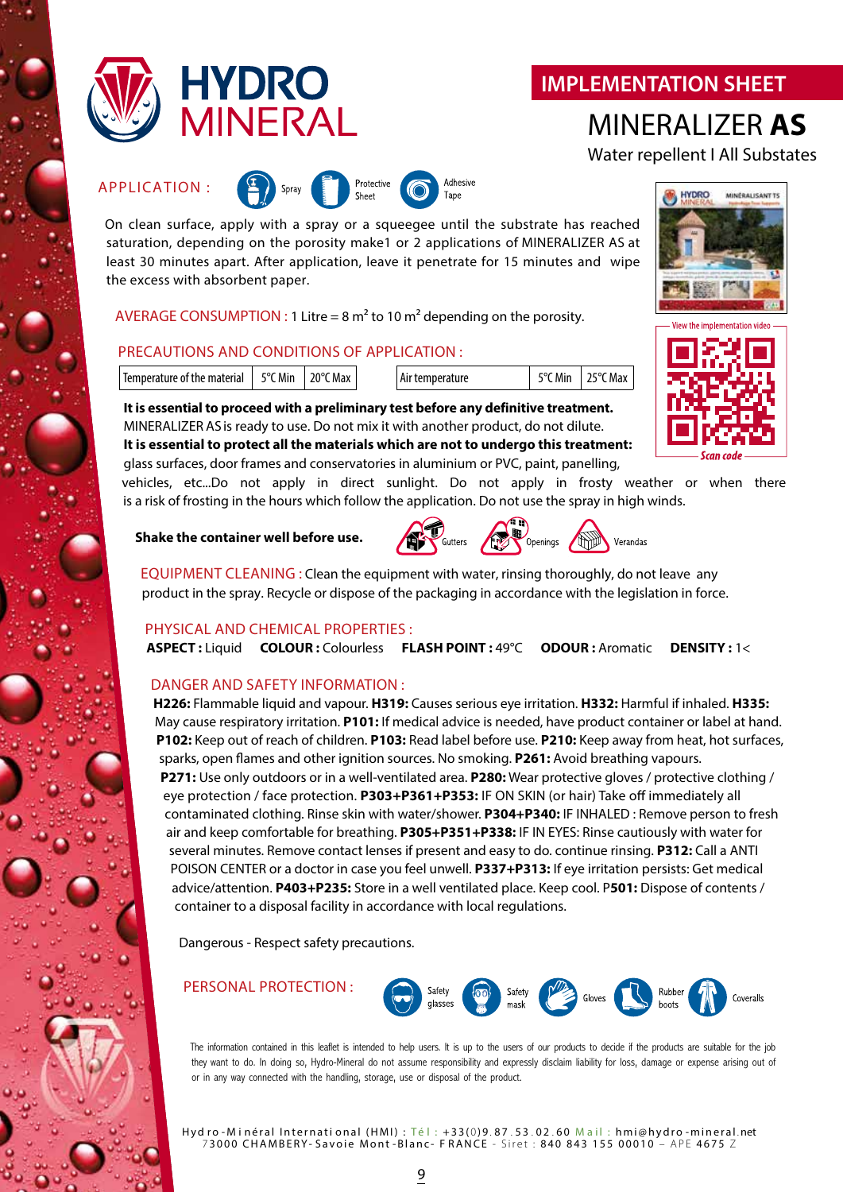# HYDRO MINERAL

## IMPLEMENTATION SHEET

# MINERALIZER **AS**

Water repellent I All Substates

APPLICATION : Spray · Protective Sheet · Adhesive Tape

On clean surface, apply with a spray or a squeegee until the substrate has reached saturation, depending on the porosity make1 or 2 applications of MINERALIZER AS at least 30 minutes apart. After application, leave it penetrate for 15 minutes and wipe the excess with absorbent paper.

View the implementation video

Scan code

AVERAGE CONSUMPTION : 1 Litre = 8 m² to 10 m² depending on the porosity.

PRECAUTIONS AND CONDITIONS OF APPLICATION :

| | | | | | |
|---|---|---|---|---|---|
| Temperature of the material | 5°C Min | 20°C Max | Air temperature | 5°C Min | 25°C Max |

**It is essential to proceed with a preliminary test before any definitive treatment.**
MINERALIZER AS is ready to use. Do not mix it with another product, do not dilute.
**It is essential to protect all the materials which are not to undergo this treatment:** glass surfaces, door frames and conservatories in aluminium or PVC, paint, panelling, vehicles, etc...Do not apply in direct sunlight. Do not apply in frosty weather or when there is a risk of frosting in the hours which follow the application. Do not use the spray in high winds.

**Shake the container well before use.** Gutters · Openings · Verandas

EQUIPMENT CLEANING : Clean the equipment with water, rinsing thoroughly, do not leave any product in the spray. Recycle or dispose of the packaging in accordance with the legislation in force.

PHYSICAL AND CHEMICAL PROPERTIES :

**ASPECT :** Liquid **COLOUR :** Colourless **FLASH POINT :** 49°C **ODOUR :** Aromatic **DENSITY :** 1<

DANGER AND SAFETY INFORMATION :

**H226:** Flammable liquid and vapour. **H319:** Causes serious eye irritation. **H332:** Harmful if inhaled. **H335:** May cause respiratory irritation. **P101:** If medical advice is needed, have product container or label at hand. **P102:** Keep out of reach of children. **P103:** Read label before use. **P210:** Keep away from heat, hot surfaces, sparks, open flames and other ignition sources. No smoking. **P261:** Avoid breathing vapours. **P271:** Use only outdoors or in a well-ventilated area. **P280:** Wear protective gloves / protective clothing / eye protection / face protection. **P303+P361+P353:** IF ON SKIN (or hair) Take off immediately all contaminated clothing. Rinse skin with water/shower. **P304+P340:** IF INHALED : Remove person to fresh air and keep comfortable for breathing. **P305+P351+P338:** IF IN EYES: Rinse cautiously with water for several minutes. Remove contact lenses if present and easy to do. continue rinsing. **P312:** Call a ANTI POISON CENTER or a doctor in case you feel unwell. **P337+P313:** If eye irritation persists: Get medical advice/attention. **P403+P235:** Store in a well ventilated place. Keep cool. P**501:** Dispose of contents / container to a disposal facility in accordance with local regulations.

Dangerous - Respect safety precautions.

PERSONAL PROTECTION : Safety glasses · Safety mask · Gloves · Rubber boots · Coveralls

The information contained in this leaflet is intended to help users. It is up to the users of our products to decide if the products are suitable for the job they want to do. In doing so, Hydro-Mineral do not assume responsibility and expressly disclaim liability for loss, damage or expense arising out of or in any way connected with the handling, storage, use or disposal of the product.

Hydro-Minéral International (HMI) : Tél : +33(0)9.87.53.02.60 Mail : hmi@hydro-mineral.net
73000 CHAMBERY-Savoie Mont-Blanc- FRANCE - Siret : 840 843 155 00010 – APE 4675 Z